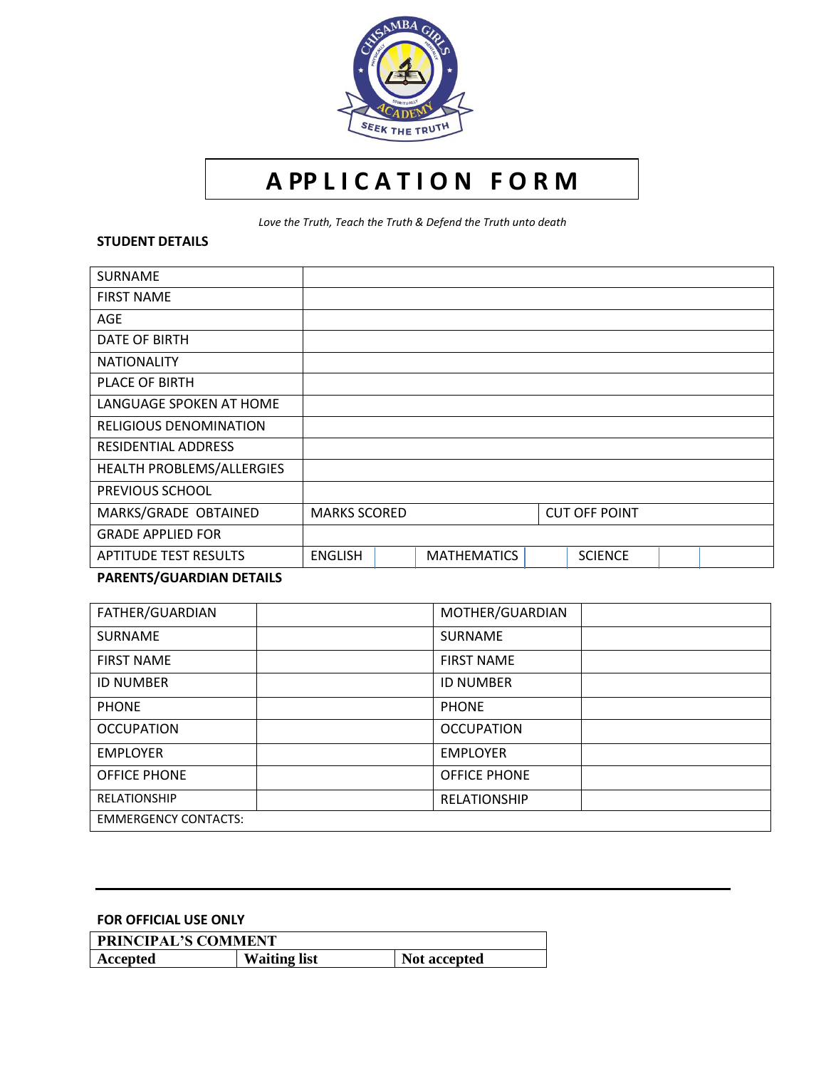# APPLICATION FORM

*Love the Truth, Teach the Truth & Defend the Truth unto death*

**STUDENT DETAILS**

| | | | | | | |
|---|---|---|---|---|---|---|
| SURNAME | | | | | | |
| FIRST NAME | | | | | | |
| AGE | | | | | | |
| DATE OF BIRTH | | | | | | |
| NATIONALITY | | | | | | |
| PLACE OF BIRTH | | | | | | |
| LANGUAGE SPOKEN AT HOME | | | | | | |
| RELIGIOUS DENOMINATION | | | | | | |
| RESIDENTIAL ADDRESS | | | | | | |
| HEALTH PROBLEMS/ALLERGIES | | | | | | |
| PREVIOUS SCHOOL | | | | | | |
| MARKS/GRADE OBTAINED | MARKS SCORED | | | CUT OFF POINT | | |
| GRADE APPLIED FOR | | | | | | |
| APTITUDE TEST RESULTS | ENGLISH | | MATHEMATICS | | SCIENCE | |

**PARENTS/GUARDIAN DETAILS**

| | | | |
|---|---|---|---|
| FATHER/GUARDIAN | | MOTHER/GUARDIAN | |
| SURNAME | | SURNAME | |
| FIRST NAME | | FIRST NAME | |
| ID NUMBER | | ID NUMBER | |
| PHONE | | PHONE | |
| OCCUPATION | | OCCUPATION | |
| EMPLOYER | | EMPLOYER | |
| OFFICE PHONE | | OFFICE PHONE | |
| RELATIONSHIP | | RELATIONSHIP | |
| EMMERGENCY CONTACTS: | | | |

---

**FOR OFFICIAL USE ONLY**

| **PRINCIPAL'S COMMENT** | | |
|---|---|---|
| **Accepted** | **Waiting list** | **Not accepted** |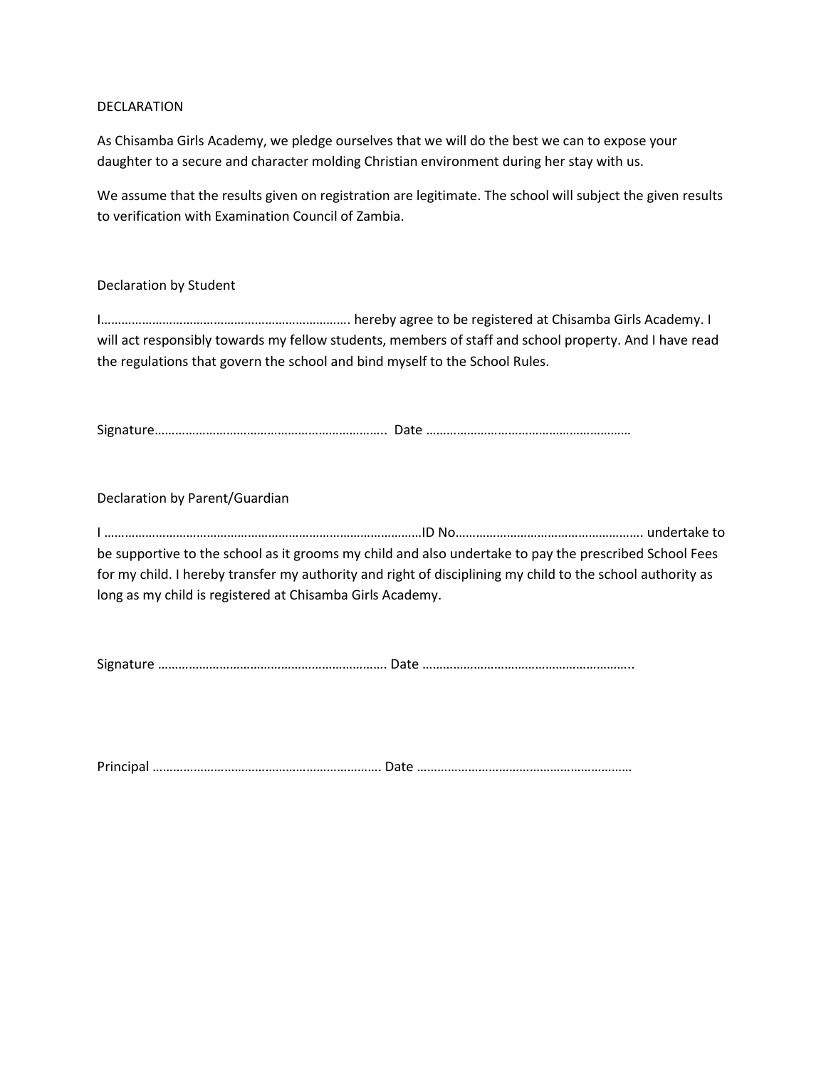DECLARATION

As Chisamba Girls Academy, we pledge ourselves that we will do the best we can to expose your daughter to a secure and character molding Christian environment during her stay with us.

We assume that the results given on registration are legitimate. The school will subject the given results to verification with Examination Council of Zambia.

Declaration by Student

I……………………………………………………………….. hereby agree to be registered at Chisamba Girls Academy. I will act responsibly towards my fellow students, members of staff and school property. And I have read the regulations that govern the school and bind myself to the School Rules.

Signature………………………………………………………….. Date ……………………………………………………

Declaration by Parent/Guardian

I …………………………………………………………………………………ID No………………………………………………. undertake to be supportive to the school as it grooms my child and also undertake to pay the prescribed School Fees for my child. I hereby transfer my authority and right of disciplining my child to the school authority as long as my child is registered at Chisamba Girls Academy.

Signature …………………………………………………………. Date ……………………………………………………..

Principal …………………………………………………………. Date ………………………………………………………